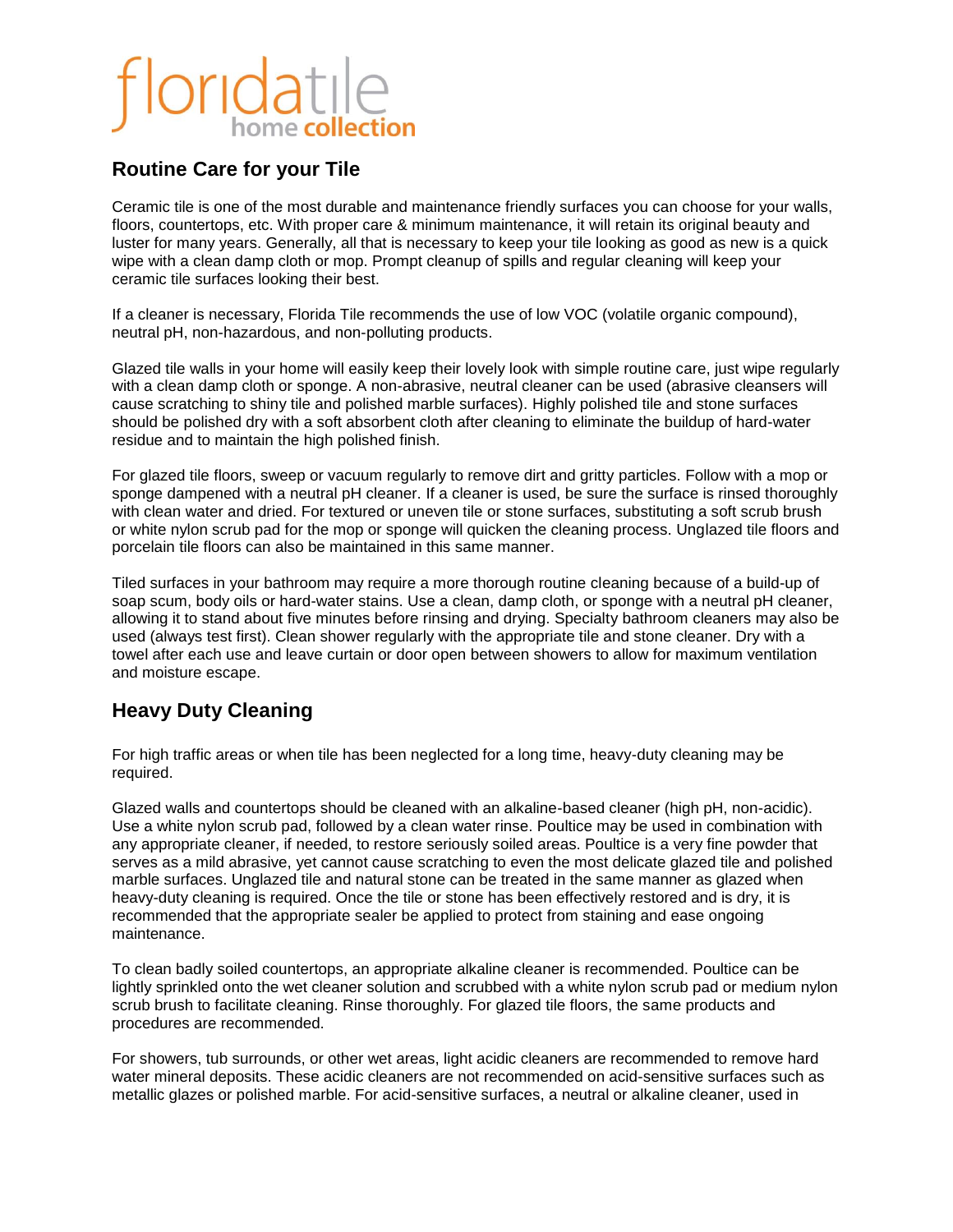floridatile home collection

## Routine Care for your Tile

Ceramic tile is one of the most durable and maintenance friendly surfaces you can choose for your walls, floors, countertops, etc. With proper care & minimum maintenance, it will retain its original beauty and luster for many years. Generally, all that is necessary to keep your tile looking as good as new is a quick wipe with a clean damp cloth or mop. Prompt cleanup of spills and regular cleaning will keep your ceramic tile surfaces looking their best.

If a cleaner is necessary, Florida Tile recommends the use of low VOC (volatile organic compound), neutral pH, non-hazardous, and non-polluting products.

Glazed tile walls in your home will easily keep their lovely look with simple routine care, just wipe regularly with a clean damp cloth or sponge. A non-abrasive, neutral cleaner can be used (abrasive cleansers will cause scratching to shiny tile and polished marble surfaces). Highly polished tile and stone surfaces should be polished dry with a soft absorbent cloth after cleaning to eliminate the buildup of hard-water residue and to maintain the high polished finish.

For glazed tile floors, sweep or vacuum regularly to remove dirt and gritty particles. Follow with a mop or sponge dampened with a neutral pH cleaner. If a cleaner is used, be sure the surface is rinsed thoroughly with clean water and dried. For textured or uneven tile or stone surfaces, substituting a soft scrub brush or white nylon scrub pad for the mop or sponge will quicken the cleaning process. Unglazed tile floors and porcelain tile floors can also be maintained in this same manner.

Tiled surfaces in your bathroom may require a more thorough routine cleaning because of a build-up of soap scum, body oils or hard-water stains. Use a clean, damp cloth, or sponge with a neutral pH cleaner, allowing it to stand about five minutes before rinsing and drying. Specialty bathroom cleaners may also be used (always test first). Clean shower regularly with the appropriate tile and stone cleaner. Dry with a towel after each use and leave curtain or door open between showers to allow for maximum ventilation and moisture escape.

## Heavy Duty Cleaning

For high traffic areas or when tile has been neglected for a long time, heavy-duty cleaning may be required.

Glazed walls and countertops should be cleaned with an alkaline-based cleaner (high pH, non-acidic). Use a white nylon scrub pad, followed by a clean water rinse. Poultice may be used in combination with any appropriate cleaner, if needed, to restore seriously soiled areas. Poultice is a very fine powder that serves as a mild abrasive, yet cannot cause scratching to even the most delicate glazed tile and polished marble surfaces. Unglazed tile and natural stone can be treated in the same manner as glazed when heavy-duty cleaning is required. Once the tile or stone has been effectively restored and is dry, it is recommended that the appropriate sealer be applied to protect from staining and ease ongoing maintenance.

To clean badly soiled countertops, an appropriate alkaline cleaner is recommended. Poultice can be lightly sprinkled onto the wet cleaner solution and scrubbed with a white nylon scrub pad or medium nylon scrub brush to facilitate cleaning. Rinse thoroughly. For glazed tile floors, the same products and procedures are recommended.

For showers, tub surrounds, or other wet areas, light acidic cleaners are recommended to remove hard water mineral deposits. These acidic cleaners are not recommended on acid-sensitive surfaces such as metallic glazes or polished marble. For acid-sensitive surfaces, a neutral or alkaline cleaner, used in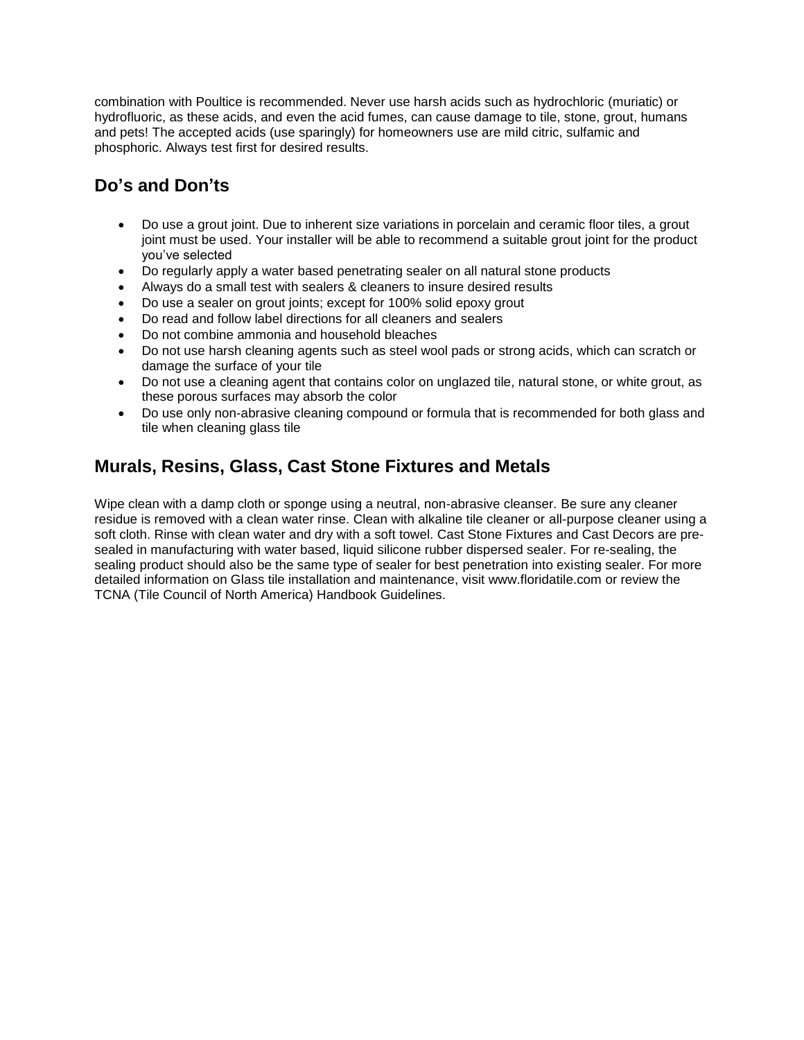combination with Poultice is recommended. Never use harsh acids such as hydrochloric (muriatic) or hydrofluoric, as these acids, and even the acid fumes, can cause damage to tile, stone, grout, humans and pets! The accepted acids (use sparingly) for homeowners use are mild citric, sulfamic and phosphoric. Always test first for desired results.

## Do's and Don'ts

- Do use a grout joint. Due to inherent size variations in porcelain and ceramic floor tiles, a grout joint must be used. Your installer will be able to recommend a suitable grout joint for the product you've selected
- Do regularly apply a water based penetrating sealer on all natural stone products
- Always do a small test with sealers & cleaners to insure desired results
- Do use a sealer on grout joints; except for 100% solid epoxy grout
- Do read and follow label directions for all cleaners and sealers
- Do not combine ammonia and household bleaches
- Do not use harsh cleaning agents such as steel wool pads or strong acids, which can scratch or damage the surface of your tile
- Do not use a cleaning agent that contains color on unglazed tile, natural stone, or white grout, as these porous surfaces may absorb the color
- Do use only non-abrasive cleaning compound or formula that is recommended for both glass and tile when cleaning glass tile

## Murals, Resins, Glass, Cast Stone Fixtures and Metals

Wipe clean with a damp cloth or sponge using a neutral, non-abrasive cleanser. Be sure any cleaner residue is removed with a clean water rinse. Clean with alkaline tile cleaner or all-purpose cleaner using a soft cloth. Rinse with clean water and dry with a soft towel. Cast Stone Fixtures and Cast Decors are pre-sealed in manufacturing with water based, liquid silicone rubber dispersed sealer. For re-sealing, the sealing product should also be the same type of sealer for best penetration into existing sealer. For more detailed information on Glass tile installation and maintenance, visit www.floridatile.com or review the TCNA (Tile Council of North America) Handbook Guidelines.